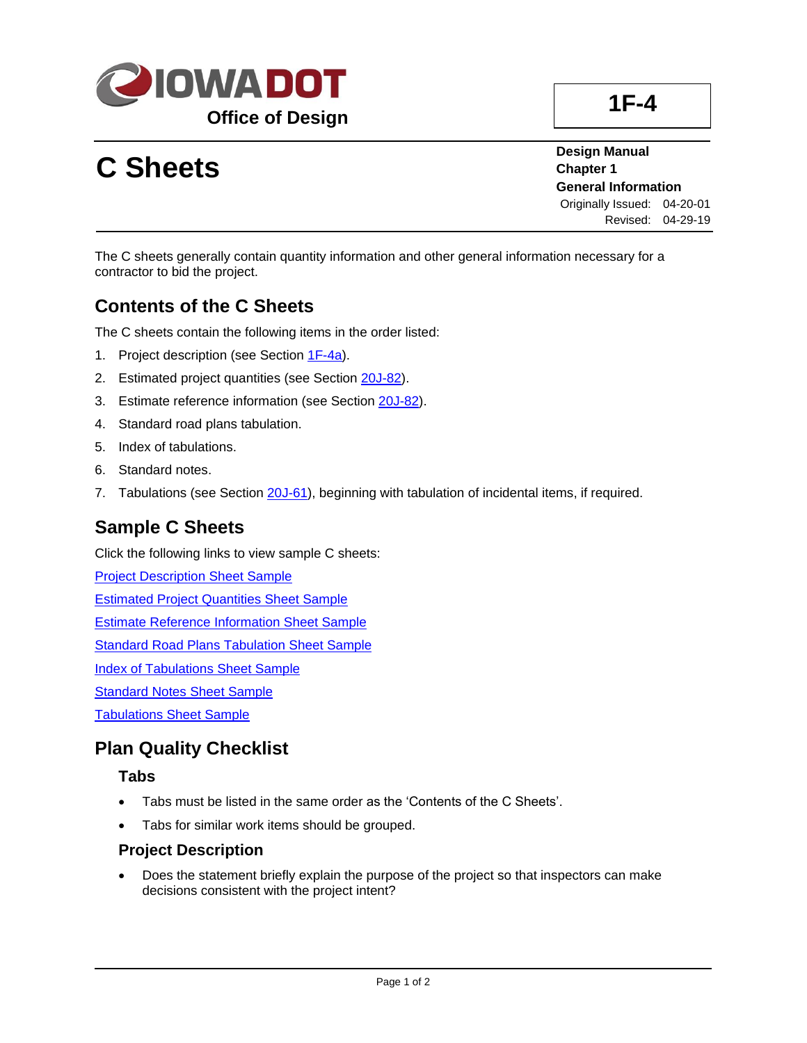# 1F-4

**Iowa DOT Office of Design**

# C Sheets

**Design Manual**
**Chapter 1**
**General Information**
Originally Issued: 04-20-01
Revised: 04-29-19

The C sheets generally contain quantity information and other general information necessary for a contractor to bid the project.

## Contents of the C Sheets

The C sheets contain the following items in the order listed:

1. Project description (see Section 1F-4a).
2. Estimated project quantities (see Section 20J-82).
3. Estimate reference information (see Section 20J-82).
4. Standard road plans tabulation.
5. Index of tabulations.
6. Standard notes.
7. Tabulations (see Section 20J-61), beginning with tabulation of incidental items, if required.

## Sample C Sheets

Click the following links to view sample C sheets:

Project Description Sheet Sample

Estimated Project Quantities Sheet Sample

Estimate Reference Information Sheet Sample

Standard Road Plans Tabulation Sheet Sample

Index of Tabulations Sheet Sample

Standard Notes Sheet Sample

Tabulations Sheet Sample

## Plan Quality Checklist

### Tabs

- Tabs must be listed in the same order as the 'Contents of the C Sheets'.
- Tabs for similar work items should be grouped.

### Project Description

- Does the statement briefly explain the purpose of the project so that inspectors can make decisions consistent with the project intent?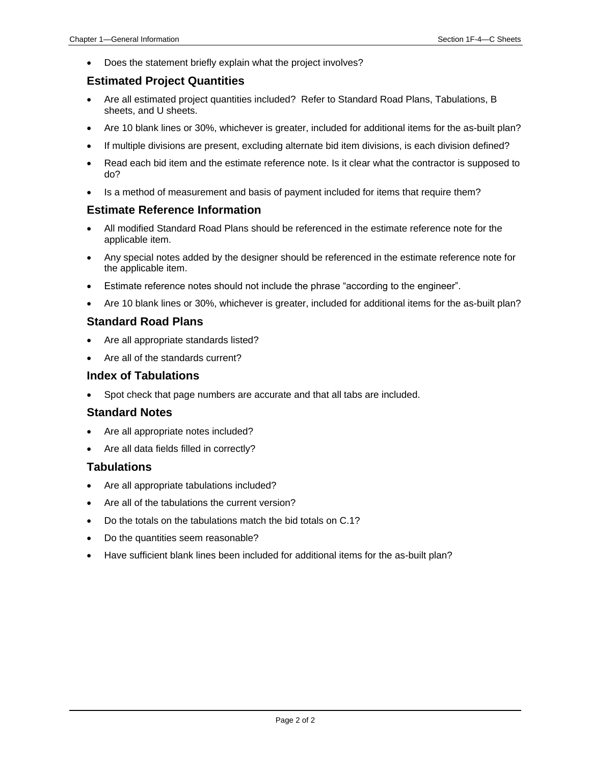- Does the statement briefly explain what the project involves?

### Estimated Project Quantities

- Are all estimated project quantities included? Refer to Standard Road Plans, Tabulations, B sheets, and U sheets.
- Are 10 blank lines or 30%, whichever is greater, included for additional items for the as-built plan?
- If multiple divisions are present, excluding alternate bid item divisions, is each division defined?
- Read each bid item and the estimate reference note. Is it clear what the contractor is supposed to do?
- Is a method of measurement and basis of payment included for items that require them?

### Estimate Reference Information

- All modified Standard Road Plans should be referenced in the estimate reference note for the applicable item.
- Any special notes added by the designer should be referenced in the estimate reference note for the applicable item.
- Estimate reference notes should not include the phrase "according to the engineer".
- Are 10 blank lines or 30%, whichever is greater, included for additional items for the as-built plan?

### Standard Road Plans

- Are all appropriate standards listed?
- Are all of the standards current?

### Index of Tabulations

- Spot check that page numbers are accurate and that all tabs are included.

### Standard Notes

- Are all appropriate notes included?
- Are all data fields filled in correctly?

### Tabulations

- Are all appropriate tabulations included?
- Are all of the tabulations the current version?
- Do the totals on the tabulations match the bid totals on C.1?
- Do the quantities seem reasonable?
- Have sufficient blank lines been included for additional items for the as-built plan?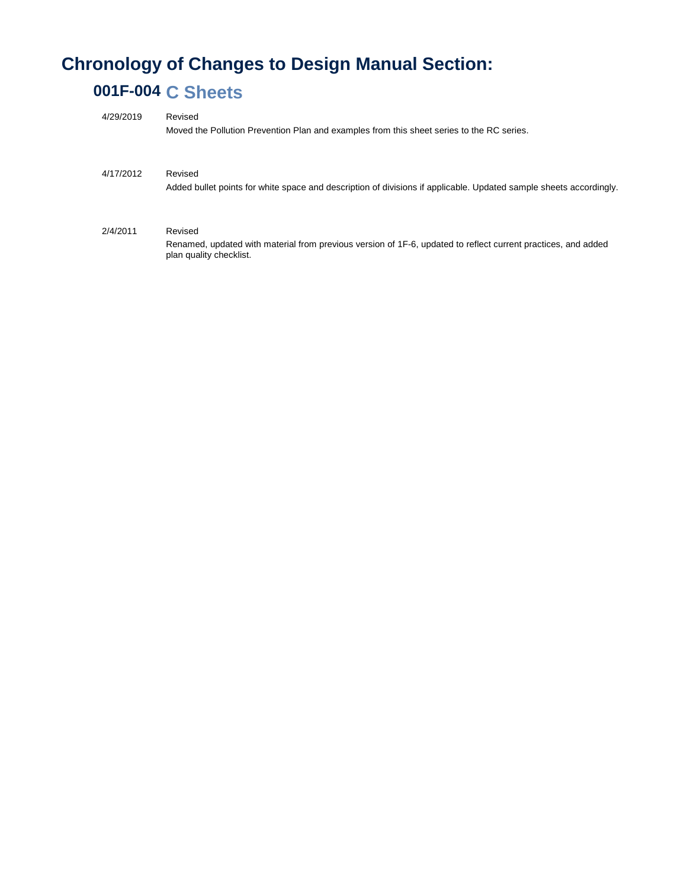# Chronology of Changes to Design Manual Section:

## 001F-004 C Sheets

4/29/2019 Revised

Moved the Pollution Prevention Plan and examples from this sheet series to the RC series.

4/17/2012 Revised

Added bullet points for white space and description of divisions if applicable. Updated sample sheets accordingly.

2/4/2011 Revised

Renamed, updated with material from previous version of 1F-6, updated to reflect current practices, and added plan quality checklist.